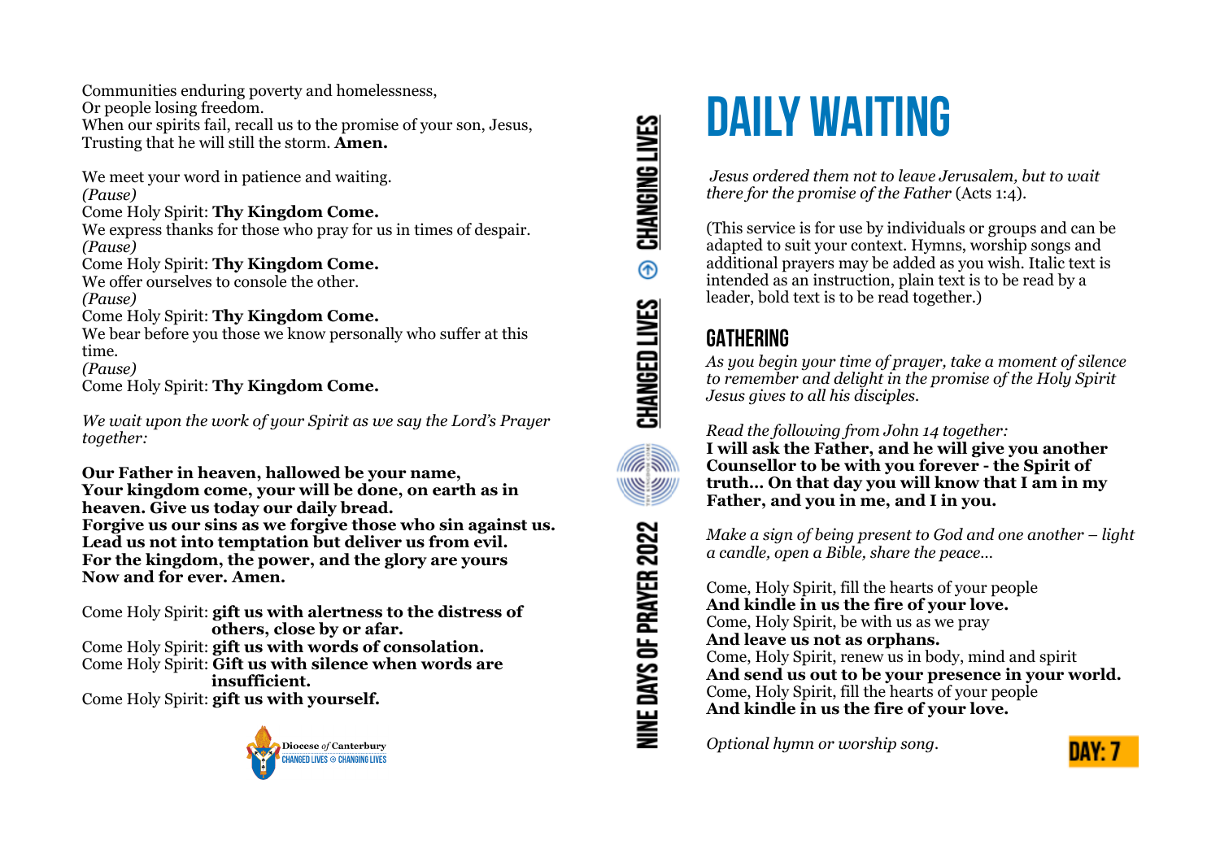Communities enduring poverty and homelessness,
Or people losing freedom.
When our spirits fail, recall us to the promise of your son, Jesus,
Trusting that he will still the storm. **Amen.**

We meet your word in patience and waiting.
*(Pause)*
Come Holy Spirit: **Thy Kingdom Come.**
We express thanks for those who pray for us in times of despair.
*(Pause)*
Come Holy Spirit: **Thy Kingdom Come.**
We offer ourselves to console the other.
*(Pause)*
Come Holy Spirit: **Thy Kingdom Come.**
We bear before you those we know personally who suffer at this time.
*(Pause)*
Come Holy Spirit: **Thy Kingdom Come.**

*We wait upon the work of your Spirit as we say the Lord's Prayer together:*

**Our Father in heaven, hallowed be your name,
Your kingdom come, your will be done, on earth as in heaven. Give us today our daily bread.
Forgive us our sins as we forgive those who sin against us.
Lead us not into temptation but deliver us from evil.
For the kingdom, the power, and the glory are yours
Now and for ever. Amen.**

Come Holy Spirit: **gift us with alertness to the distress of others, close by or afar.**
Come Holy Spirit: **gift us with words of consolation.**
Come Holy Spirit: **Gift us with silence when words are insufficient.**
Come Holy Spirit: **gift us with yourself.**

Diocese of Canterbury
CHANGED LIVES ⊕ CHANGING LIVES

NINE DAYS OF PRAYER 2022 — CHANGED LIVES ⊕ CHANGING LIVES

# DAILY WAITING

*Jesus ordered them not to leave Jerusalem, but to wait there for the promise of the Father* (Acts 1:4).

(This service is for use by individuals or groups and can be adapted to suit your context. Hymns, worship songs and additional prayers may be added as you wish. Italic text is intended as an instruction, plain text is to be read by a leader, bold text is to be read together.)

## GATHERING

*As you begin your time of prayer, take a moment of silence to remember and delight in the promise of the Holy Spirit Jesus gives to all his disciples.*

*Read the following from John 14 together:*
**I will ask the Father, and he will give you another Counsellor to be with you forever - the Spirit of truth… On that day you will know that I am in my Father, and you in me, and I in you.**

*Make a sign of being present to God and one another – light a candle, open a Bible, share the peace…*

Come, Holy Spirit, fill the hearts of your people
**And kindle in us the fire of your love.**
Come, Holy Spirit, be with us as we pray
**And leave us not as orphans.**
Come, Holy Spirit, renew us in body, mind and spirit
**And send us out to be your presence in your world.**
Come, Holy Spirit, fill the hearts of your people
**And kindle in us the fire of your love.**

*Optional hymn or worship song.*

DAY: 7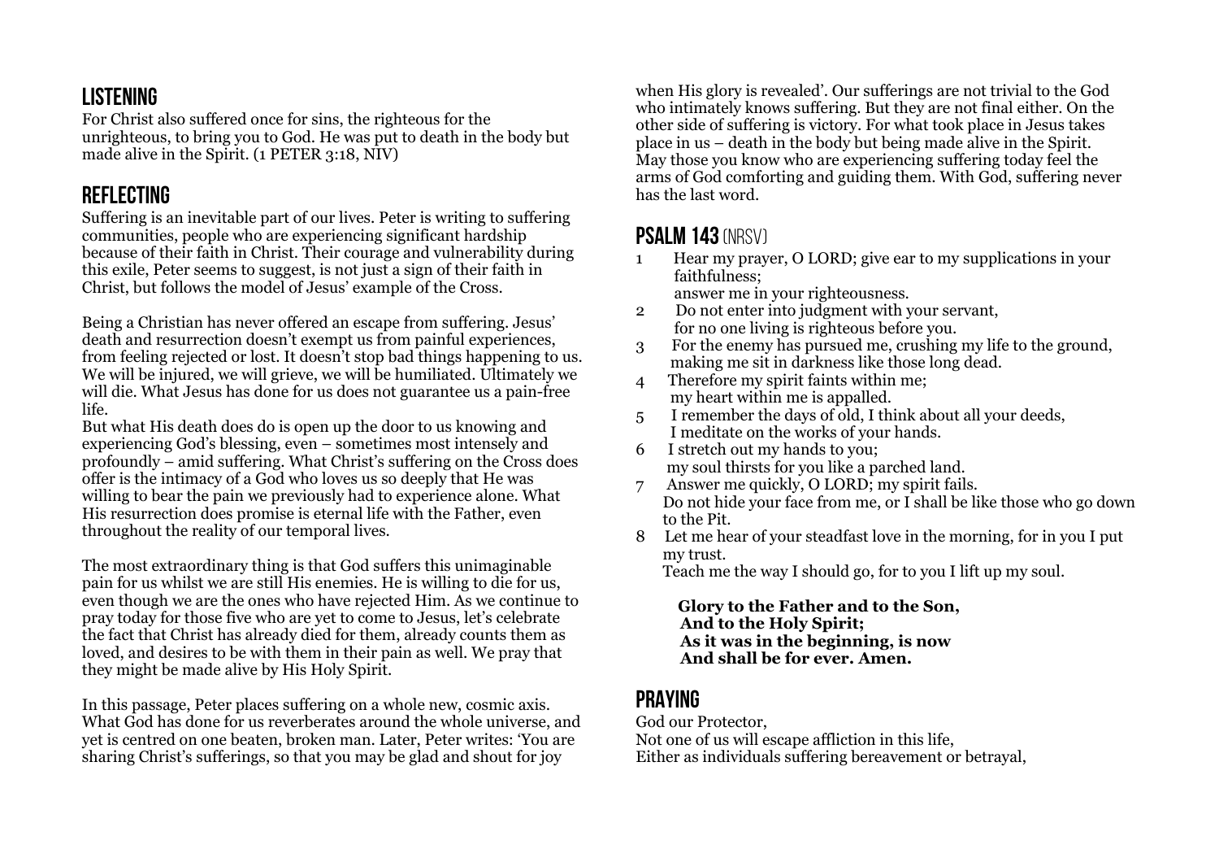## LISTENING

For Christ also suffered once for sins, the righteous for the unrighteous, to bring you to God. He was put to death in the body but made alive in the Spirit. (1 PETER 3:18, NIV)

## REFLECTING

Suffering is an inevitable part of our lives. Peter is writing to suffering communities, people who are experiencing significant hardship because of their faith in Christ. Their courage and vulnerability during this exile, Peter seems to suggest, is not just a sign of their faith in Christ, but follows the model of Jesus' example of the Cross.

Being a Christian has never offered an escape from suffering. Jesus' death and resurrection doesn't exempt us from painful experiences, from feeling rejected or lost. It doesn't stop bad things happening to us. We will be injured, we will grieve, we will be humiliated. Ultimately we will die. What Jesus has done for us does not guarantee us a pain-free life.

But what His death does do is open up the door to us knowing and experiencing God's blessing, even – sometimes most intensely and profoundly – amid suffering. What Christ's suffering on the Cross does offer is the intimacy of a God who loves us so deeply that He was willing to bear the pain we previously had to experience alone. What His resurrection does promise is eternal life with the Father, even throughout the reality of our temporal lives.

The most extraordinary thing is that God suffers this unimaginable pain for us whilst we are still His enemies. He is willing to die for us, even though we are the ones who have rejected Him. As we continue to pray today for those five who are yet to come to Jesus, let's celebrate the fact that Christ has already died for them, already counts them as loved, and desires to be with them in their pain as well. We pray that they might be made alive by His Holy Spirit.

In this passage, Peter places suffering on a whole new, cosmic axis. What God has done for us reverberates around the whole universe, and yet is centred on one beaten, broken man. Later, Peter writes: 'You are sharing Christ's sufferings, so that you may be glad and shout for joy when His glory is revealed'. Our sufferings are not trivial to the God who intimately knows suffering. But they are not final either. On the other side of suffering is victory. For what took place in Jesus takes place in us – death in the body but being made alive in the Spirit. May those you know who are experiencing suffering today feel the arms of God comforting and guiding them. With God, suffering never has the last word.

## PSALM 143 (NRSV)

1 Hear my prayer, O LORD; give ear to my supplications in your faithfulness;
answer me in your righteousness.

2 Do not enter into judgment with your servant,
for no one living is righteous before you.

3 For the enemy has pursued me, crushing my life to the ground,
making me sit in darkness like those long dead.

4 Therefore my spirit faints within me;
my heart within me is appalled.

5 I remember the days of old, I think about all your deeds,
I meditate on the works of your hands.

6 I stretch out my hands to you;
my soul thirsts for you like a parched land.

7 Answer me quickly, O LORD; my spirit fails.
Do not hide your face from me, or I shall be like those who go down to the Pit.

8 Let me hear of your steadfast love in the morning, for in you I put my trust.
Teach me the way I should go, for to you I lift up my soul.

**Glory to the Father and to the Son,**
**And to the Holy Spirit;**
**As it was in the beginning, is now**
**And shall be for ever. Amen.**

## PRAYING

God our Protector,
Not one of us will escape affliction in this life,
Either as individuals suffering bereavement or betrayal,